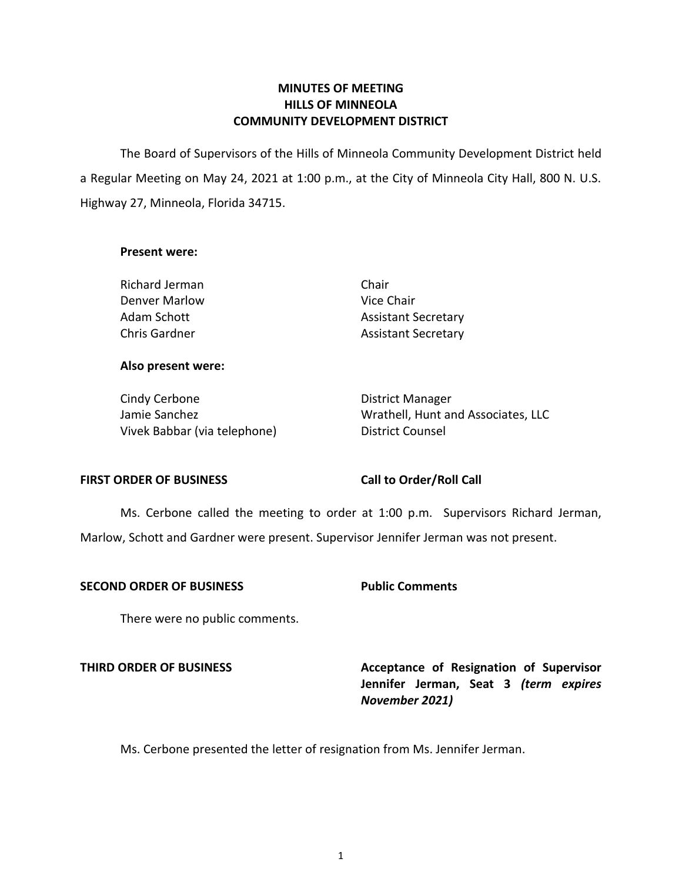# MINUTES OF MEETING
# HILLS OF MINNEOLA
# COMMUNITY DEVELOPMENT DISTRICT

The Board of Supervisors of the Hills of Minneola Community Development District held a Regular Meeting on May 24, 2021 at 1:00 p.m., at the City of Minneola City Hall, 800 N. U.S. Highway 27, Minneola, Florida 34715.

**Present were:**

| | |
|---|---|
| Richard Jerman | Chair |
| Denver Marlow | Vice Chair |
| Adam Schott | Assistant Secretary |
| Chris Gardner | Assistant Secretary |

**Also present were:**

| | |
|---|---|
| Cindy Cerbone | District Manager |
| Jamie Sanchez | Wrathell, Hunt and Associates, LLC |
| Vivek Babbar (via telephone) | District Counsel |

**FIRST ORDER OF BUSINESS** **Call to Order/Roll Call**

Ms. Cerbone called the meeting to order at 1:00 p.m. Supervisors Richard Jerman, Marlow, Schott and Gardner were present. Supervisor Jennifer Jerman was not present.

**SECOND ORDER OF BUSINESS** **Public Comments**

There were no public comments.

**THIRD ORDER OF BUSINESS** **Acceptance of Resignation of Supervisor Jennifer Jerman, Seat 3** ***(term expires November 2021)***

Ms. Cerbone presented the letter of resignation from Ms. Jennifer Jerman.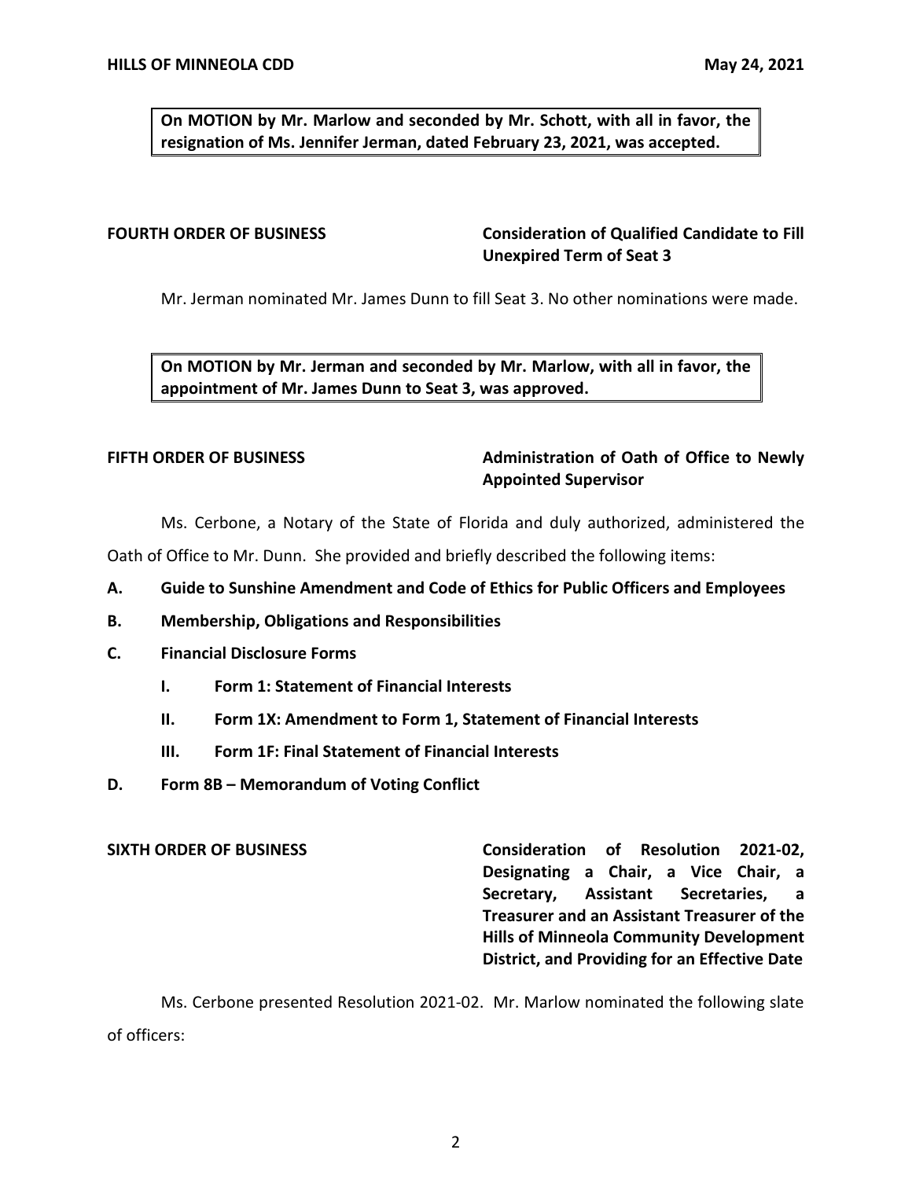**On MOTION by Mr. Marlow and seconded by Mr. Schott, with all in favor, the resignation of Ms. Jennifer Jerman, dated February 23, 2021, was accepted.**

**FOURTH ORDER OF BUSINESS** **Consideration of Qualified Candidate to Fill Unexpired Term of Seat 3**

Mr. Jerman nominated Mr. James Dunn to fill Seat 3. No other nominations were made.

**On MOTION by Mr. Jerman and seconded by Mr. Marlow, with all in favor, the appointment of Mr. James Dunn to Seat 3, was approved.**

**FIFTH ORDER OF BUSINESS** **Administration of Oath of Office to Newly Appointed Supervisor**

Ms. Cerbone, a Notary of the State of Florida and duly authorized, administered the Oath of Office to Mr. Dunn. She provided and briefly described the following items:

- **A. Guide to Sunshine Amendment and Code of Ethics for Public Officers and Employees**
- **B. Membership, Obligations and Responsibilities**
- **C. Financial Disclosure Forms**
  - **I. Form 1: Statement of Financial Interests**
  - **II. Form 1X: Amendment to Form 1, Statement of Financial Interests**
  - **III. Form 1F: Final Statement of Financial Interests**
- **D. Form 8B – Memorandum of Voting Conflict**

**SIXTH ORDER OF BUSINESS** **Consideration of Resolution 2021-02, Designating a Chair, a Vice Chair, a Secretary, Assistant Secretaries, a Treasurer and an Assistant Treasurer of the Hills of Minneola Community Development District, and Providing for an Effective Date**

Ms. Cerbone presented Resolution 2021-02. Mr. Marlow nominated the following slate of officers: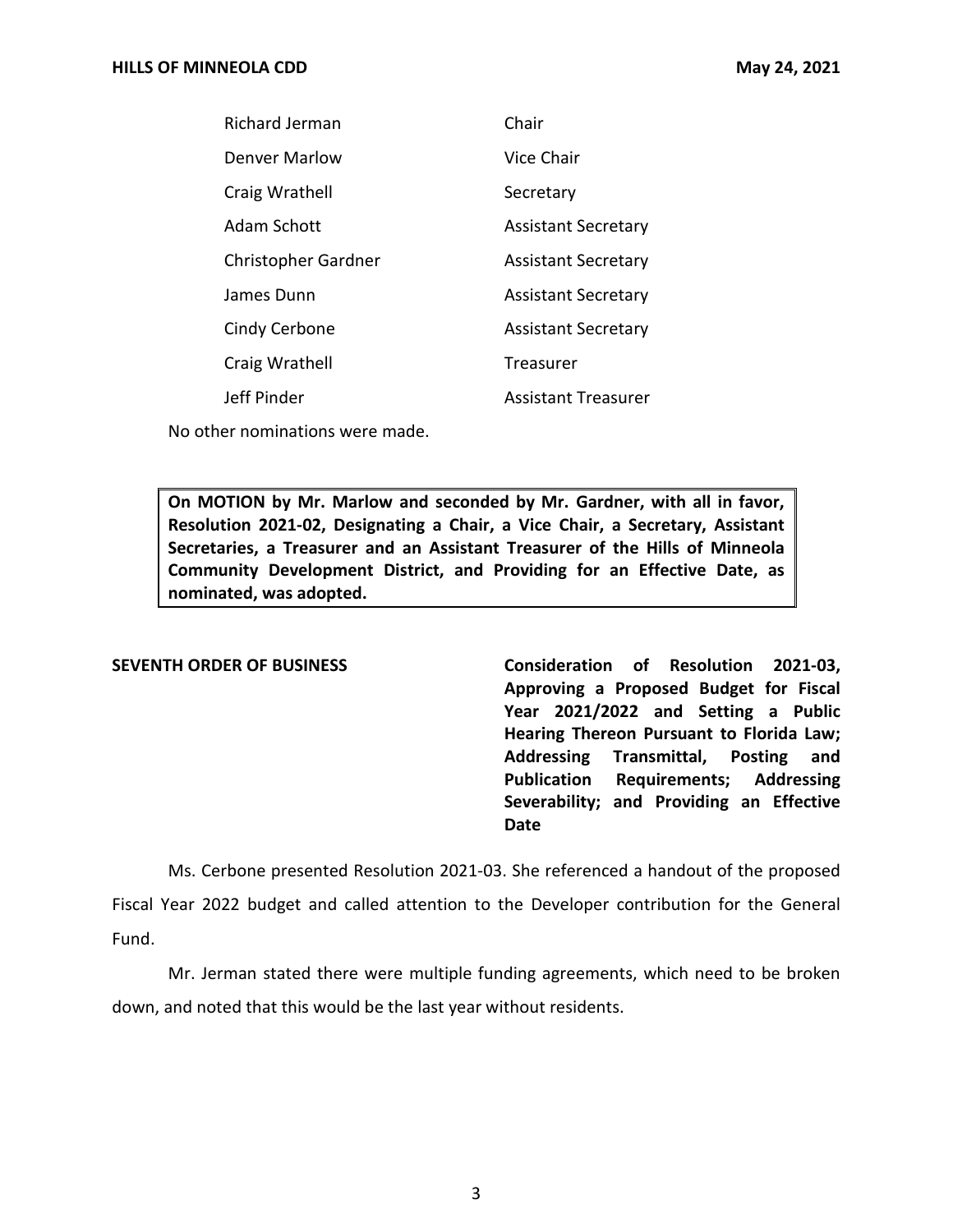| | |
|---|---|
| Richard Jerman | Chair |
| Denver Marlow | Vice Chair |
| Craig Wrathell | Secretary |
| Adam Schott | Assistant Secretary |
| Christopher Gardner | Assistant Secretary |
| James Dunn | Assistant Secretary |
| Cindy Cerbone | Assistant Secretary |
| Craig Wrathell | Treasurer |
| Jeff Pinder | Assistant Treasurer |

No other nominations were made.

> **On MOTION by Mr. Marlow and seconded by Mr. Gardner, with all in favor, Resolution 2021-02, Designating a Chair, a Vice Chair, a Secretary, Assistant Secretaries, a Treasurer and an Assistant Treasurer of the Hills of Minneola Community Development District, and Providing for an Effective Date, as nominated, was adopted.**

**SEVENTH ORDER OF BUSINESS** — **Consideration of Resolution 2021-03, Approving a Proposed Budget for Fiscal Year 2021/2022 and Setting a Public Hearing Thereon Pursuant to Florida Law; Addressing Transmittal, Posting and Publication Requirements; Addressing Severability; and Providing an Effective Date**

Ms. Cerbone presented Resolution 2021-03. She referenced a handout of the proposed Fiscal Year 2022 budget and called attention to the Developer contribution for the General Fund.

Mr. Jerman stated there were multiple funding agreements, which need to be broken down, and noted that this would be the last year without residents.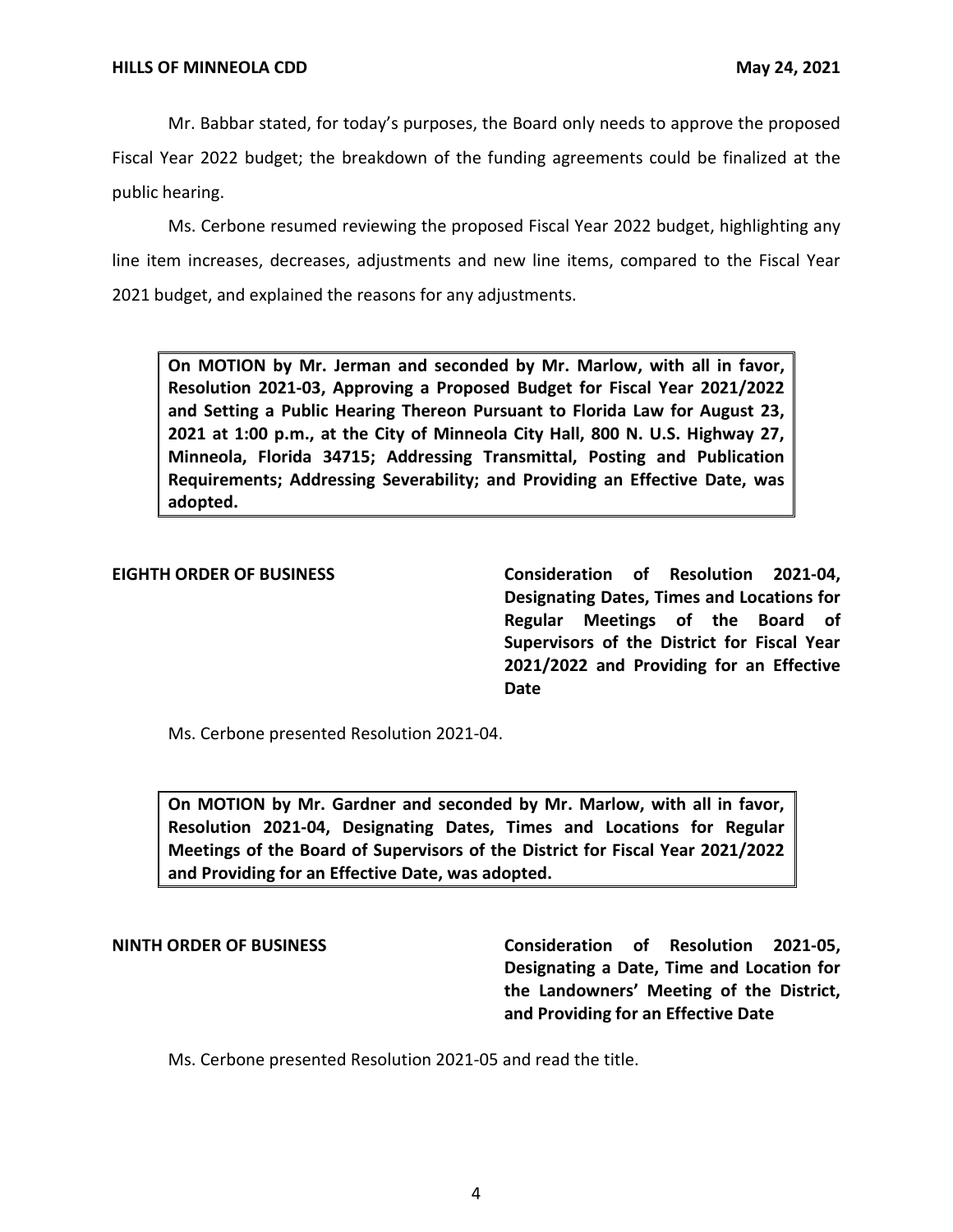Mr. Babbar stated, for today's purposes, the Board only needs to approve the proposed Fiscal Year 2022 budget; the breakdown of the funding agreements could be finalized at the public hearing.

Ms. Cerbone resumed reviewing the proposed Fiscal Year 2022 budget, highlighting any line item increases, decreases, adjustments and new line items, compared to the Fiscal Year 2021 budget, and explained the reasons for any adjustments.

**On MOTION by Mr. Jerman and seconded by Mr. Marlow, with all in favor, Resolution 2021-03, Approving a Proposed Budget for Fiscal Year 2021/2022 and Setting a Public Hearing Thereon Pursuant to Florida Law for August 23, 2021 at 1:00 p.m., at the City of Minneola City Hall, 800 N. U.S. Highway 27, Minneola, Florida 34715; Addressing Transmittal, Posting and Publication Requirements; Addressing Severability; and Providing an Effective Date, was adopted.**

**EIGHTH ORDER OF BUSINESS** **Consideration of Resolution 2021-04, Designating Dates, Times and Locations for Regular Meetings of the Board of Supervisors of the District for Fiscal Year 2021/2022 and Providing for an Effective Date**

Ms. Cerbone presented Resolution 2021-04.

**On MOTION by Mr. Gardner and seconded by Mr. Marlow, with all in favor, Resolution 2021-04, Designating Dates, Times and Locations for Regular Meetings of the Board of Supervisors of the District for Fiscal Year 2021/2022 and Providing for an Effective Date, was adopted.**

**NINTH ORDER OF BUSINESS** **Consideration of Resolution 2021-05, Designating a Date, Time and Location for the Landowners' Meeting of the District, and Providing for an Effective Date**

Ms. Cerbone presented Resolution 2021-05 and read the title.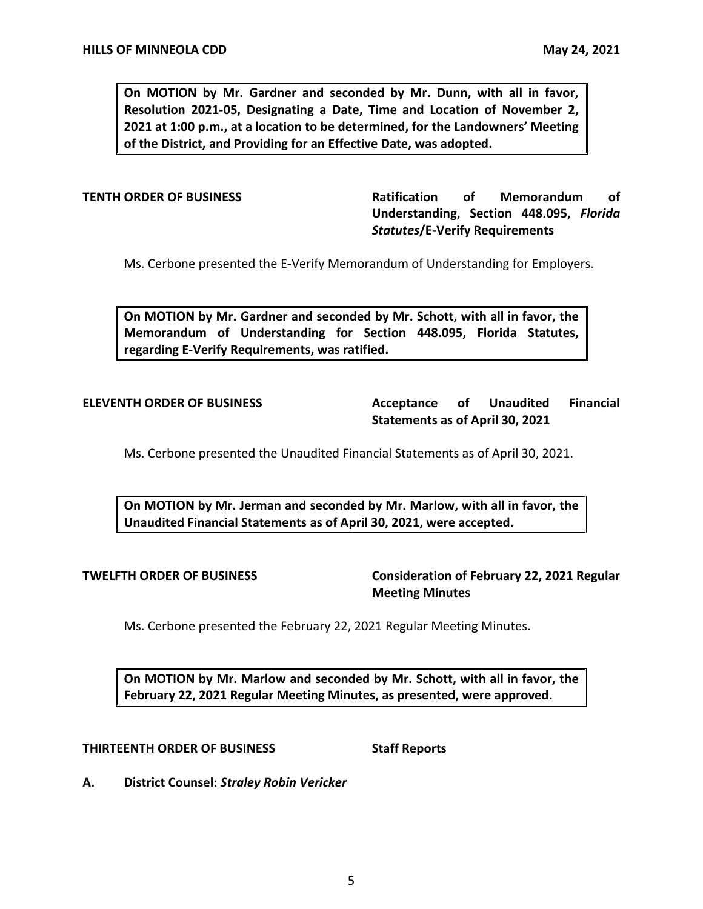**On MOTION by Mr. Gardner and seconded by Mr. Dunn, with all in favor, Resolution 2021-05, Designating a Date, Time and Location of November 2, 2021 at 1:00 p.m., at a location to be determined, for the Landowners' Meeting of the District, and Providing for an Effective Date, was adopted.**

**TENTH ORDER OF BUSINESS** **Ratification of Memorandum of Understanding, Section 448.095, *Florida Statutes*/E-Verify Requirements**

Ms. Cerbone presented the E-Verify Memorandum of Understanding for Employers.

**On MOTION by Mr. Gardner and seconded by Mr. Schott, with all in favor, the Memorandum of Understanding for Section 448.095, Florida Statutes, regarding E-Verify Requirements, was ratified.**

**ELEVENTH ORDER OF BUSINESS** **Acceptance of Unaudited Financial Statements as of April 30, 2021**

Ms. Cerbone presented the Unaudited Financial Statements as of April 30, 2021.

**On MOTION by Mr. Jerman and seconded by Mr. Marlow, with all in favor, the Unaudited Financial Statements as of April 30, 2021, were accepted.**

**TWELFTH ORDER OF BUSINESS** **Consideration of February 22, 2021 Regular Meeting Minutes**

Ms. Cerbone presented the February 22, 2021 Regular Meeting Minutes.

**On MOTION by Mr. Marlow and seconded by Mr. Schott, with all in favor, the February 22, 2021 Regular Meeting Minutes, as presented, were approved.**

**THIRTEENTH ORDER OF BUSINESS** **Staff Reports**

**A. District Counsel: *Straley Robin Vericker***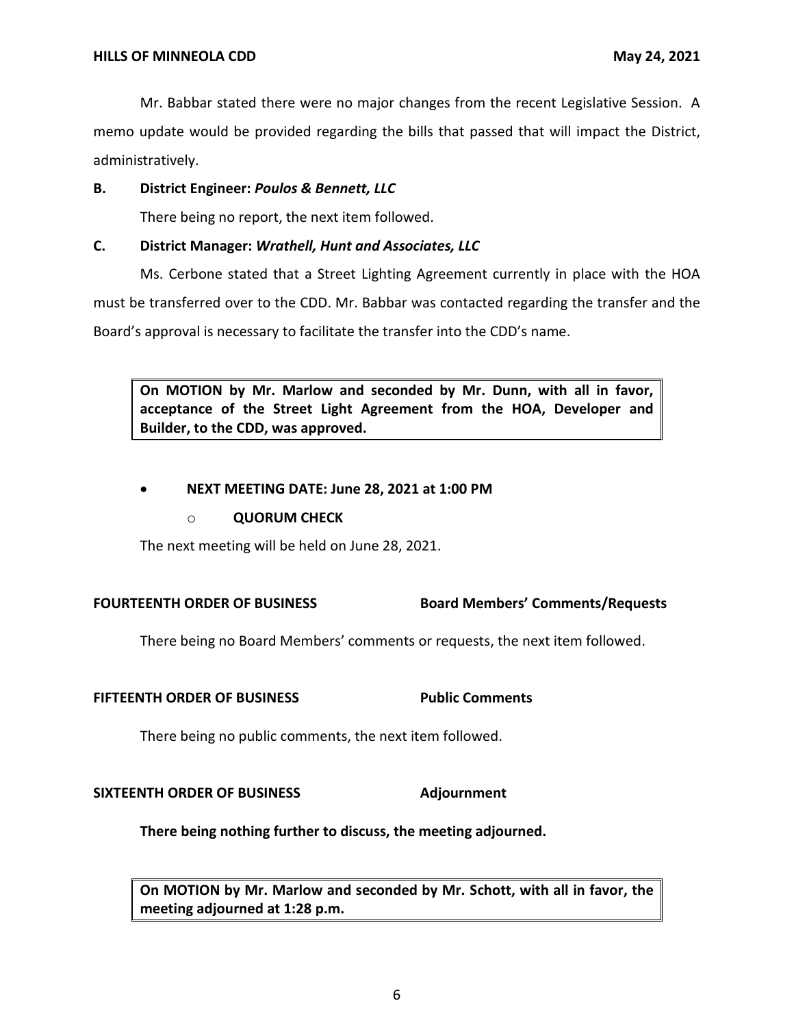Mr. Babbar stated there were no major changes from the recent Legislative Session. A memo update would be provided regarding the bills that passed that will impact the District, administratively.

**B. District Engineer:** ***Poulos & Bennett, LLC***

There being no report, the next item followed.

**C. District Manager:** ***Wrathell, Hunt and Associates, LLC***

Ms. Cerbone stated that a Street Lighting Agreement currently in place with the HOA must be transferred over to the CDD. Mr. Babbar was contacted regarding the transfer and the Board's approval is necessary to facilitate the transfer into the CDD's name.

> **On MOTION by Mr. Marlow and seconded by Mr. Dunn, with all in favor, acceptance of the Street Light Agreement from the HOA, Developer and Builder, to the CDD, was approved.**

- **NEXT MEETING DATE: June 28, 2021 at 1:00 PM**
  - **QUORUM CHECK**

The next meeting will be held on June 28, 2021.

**FOURTEENTH ORDER OF BUSINESS** **Board Members' Comments/Requests**

There being no Board Members' comments or requests, the next item followed.

**FIFTEENTH ORDER OF BUSINESS** **Public Comments**

There being no public comments, the next item followed.

**SIXTEENTH ORDER OF BUSINESS** **Adjournment**

**There being nothing further to discuss, the meeting adjourned.**

> **On MOTION by Mr. Marlow and seconded by Mr. Schott, with all in favor, the meeting adjourned at 1:28 p.m.**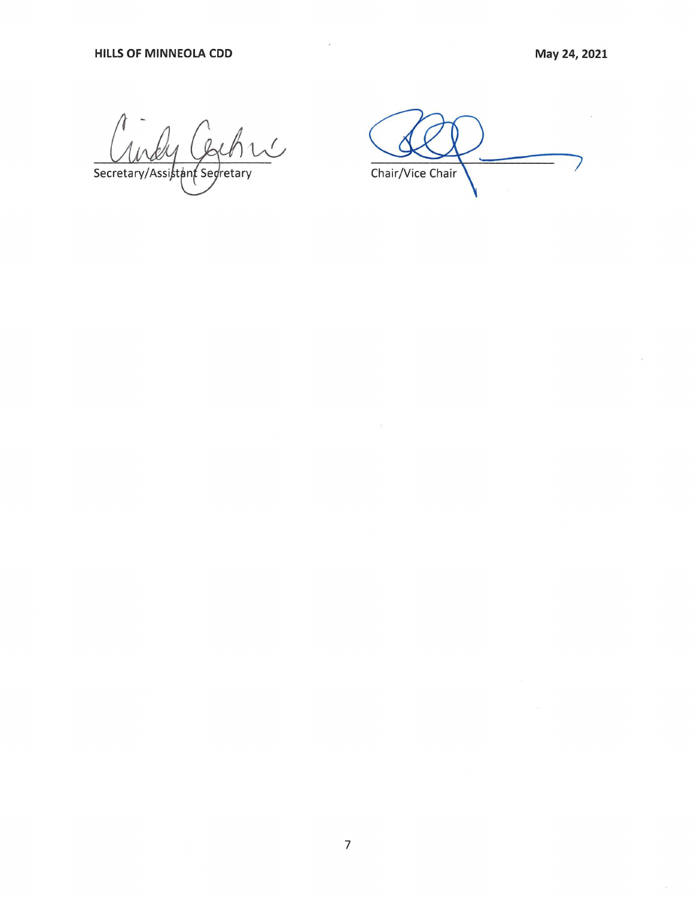**HILLS OF MINNEOLA CDD** **May 24, 2021**

\_\_\_\_\_\_\_\_\_\_\_\_\_\_\_\_\_\_\_\_\_\_\_\_\_\_\_\_\_\_\_\_
Secretary/Assistant Secretary

\_\_\_\_\_\_\_\_\_\_\_\_\_\_\_\_\_\_\_\_\_\_\_\_\_\_\_\_\_\_\_\_
Chair/Vice Chair